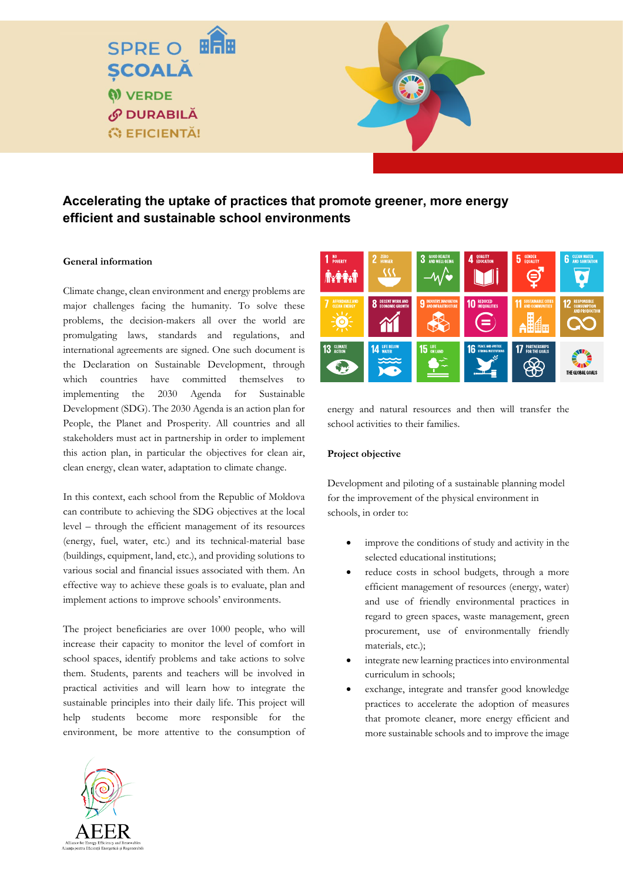SPRE O ȘCOALĂ
VERDE
DURABILĂ
EFICIENTĂ!

# Accelerating the uptake of practices that promote greener, more energy efficient and sustainable school environments

## General information

Climate change, clean environment and energy problems are major challenges facing the humanity. To solve these problems, the decision-makers all over the world are promulgating laws, standards and regulations, and international agreements are signed. One such document is the Declaration on Sustainable Development, through which countries have committed themselves to implementing the 2030 Agenda for Sustainable Development (SDG). The 2030 Agenda is an action plan for People, the Planet and Prosperity. All countries and all stakeholders must act in partnership in order to implement this action plan, in particular the objectives for clean air, clean energy, clean water, adaptation to climate change.

In this context, each school from the Republic of Moldova can contribute to achieving the SDG objectives at the local level – through the efficient management of its resources (energy, fuel, water, etc.) and its technical-material base (buildings, equipment, land, etc.), and providing solutions to various social and financial issues associated with them. An effective way to achieve these goals is to evaluate, plan and implement actions to improve schools' environments.

The project beneficiaries are over 1000 people, who will increase their capacity to monitor the level of comfort in school spaces, identify problems and take actions to solve them. Students, parents and teachers will be involved in practical activities and will learn how to integrate the sustainable principles into their daily life. This project will help students become more responsible for the environment, be more attentive to the consumption of energy and natural resources and then will transfer the school activities to their families.

## Project objective

Development and piloting of a sustainable planning model for the improvement of the physical environment in schools, in order to:

- improve the conditions of study and activity in the selected educational institutions;
- reduce costs in school budgets, through a more efficient management of resources (energy, water) and use of friendly environmental practices in regard to green spaces, waste management, green procurement, use of environmentally friendly materials, etc.);
- integrate new learning practices into environmental curriculum in schools;
- exchange, integrate and transfer good knowledge practices to accelerate the adoption of measures that promote cleaner, more energy efficient and more sustainable schools and to improve the image

AEER
Alliance for Energy Efficiency and Renewables
Alianța pentru Eficiență Energetică și Regenerabile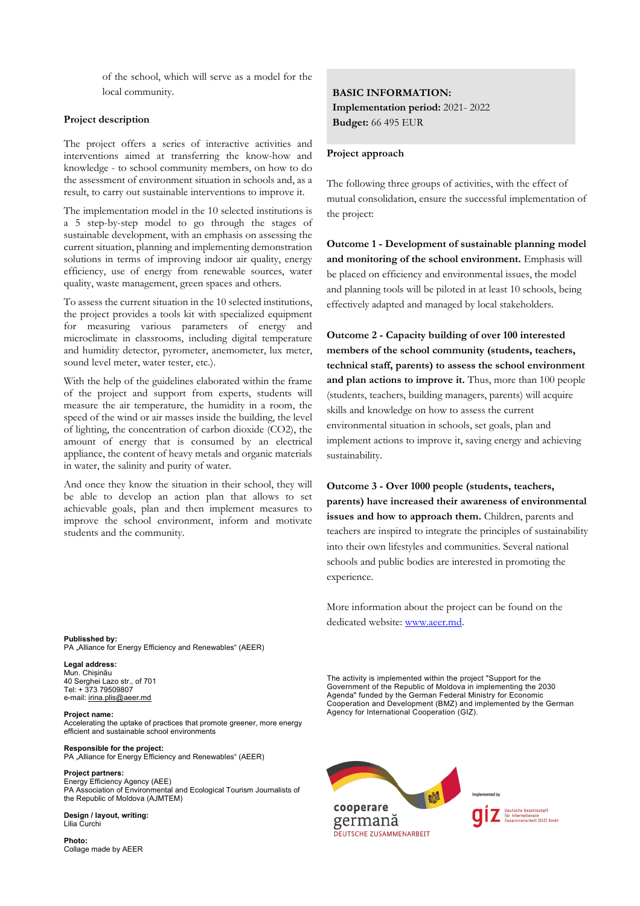of the school, which will serve as a model for the local community.

**Project description**

The project offers a series of interactive activities and interventions aimed at transferring the know-how and knowledge - to school community members, on how to do the assessment of environment situation in schools and, as a result, to carry out sustainable interventions to improve it.

The implementation model in the 10 selected institutions is a 5 step-by-step model to go through the stages of sustainable development, with an emphasis on assessing the current situation, planning and implementing demonstration solutions in terms of improving indoor air quality, energy efficiency, use of energy from renewable sources, water quality, waste management, green spaces and others.

To assess the current situation in the 10 selected institutions, the project provides a tools kit with specialized equipment for measuring various parameters of energy and microclimate in classrooms, including digital temperature and humidity detector, pyrometer, anemometer, lux meter, sound level meter, water tester, etc.).

With the help of the guidelines elaborated within the frame of the project and support from experts, students will measure the air temperature, the humidity in a room, the speed of the wind or air masses inside the building, the level of lighting, the concentration of carbon dioxide ($CO_2$), the amount of energy that is consumed by an electrical appliance, the content of heavy metals and organic materials in water, the salinity and purity of water.

And once they know the situation in their school, they will be able to develop an action plan that allows to set achievable goals, plan and then implement measures to improve the school environment, inform and motivate students and the community.

**BASIC INFORMATION:**
**Implementation period:** 2021- 2022
**Budget:** 66 495 EUR

**Project approach**

The following three groups of activities, with the effect of mutual consolidation, ensure the successful implementation of the project:

**Outcome 1 - Development of sustainable planning model and monitoring of the school environment.** Emphasis will be placed on efficiency and environmental issues, the model and planning tools will be piloted in at least 10 schools, being effectively adapted and managed by local stakeholders.

**Outcome 2 - Capacity building of over 100 interested members of the school community (students, teachers, technical staff, parents) to assess the school environment and plan actions to improve it.** Thus, more than 100 people (students, teachers, building managers, parents) will acquire skills and knowledge on how to assess the current environmental situation in schools, set goals, plan and implement actions to improve it, saving energy and achieving sustainability.

**Outcome 3 - Over 1000 people (students, teachers, parents) have increased their awareness of environmental issues and how to approach them.** Children, parents and teachers are inspired to integrate the principles of sustainability into their own lifestyles and communities. Several national schools and public bodies are interested in promoting the experience.

More information about the project can be found on the dedicated website: [www.aeer.md](http://www.aeer.md).

**Publsshed by:**
PA „Alliance for Energy Efficiency and Renewables" (AEER)

**Legal address:**
Mun. Chișinău
40 Serghei Lazo str., of 701
Tel: + 373 79509807
e-mail: irina.plis@aeer.md

**Project name:**
Accelerating the uptake of practices that promote greener, more energy efficient and sustainable school environments

**Responsible for the project:**
PA „Alliance for Energy Efficiency and Renewables" (AEER)

**Project partners:**
Energy Efficiency Agency (AEE)
PA Association of Environmental and Ecological Tourism Journalists of the Republic of Moldova (AJMTEM)

**Design / layout, writing:**
Lilia Curchi

**Photo:**
Collage made by AEER

The activity is implemented within the project "Support for the Government of the Republic of Moldova in implementing the 2030 Agenda" funded by the German Federal Ministry for Economic Cooperation and Development (BMZ) and implemented by the German Agency for International Cooperation (GIZ).

cooperare germană
DEUTSCHE ZUSAMMENARBEIT

Implemented by
giz Deutsche Gesellschaft für Internationale Zusammenarbeit (GIZ) GmbH